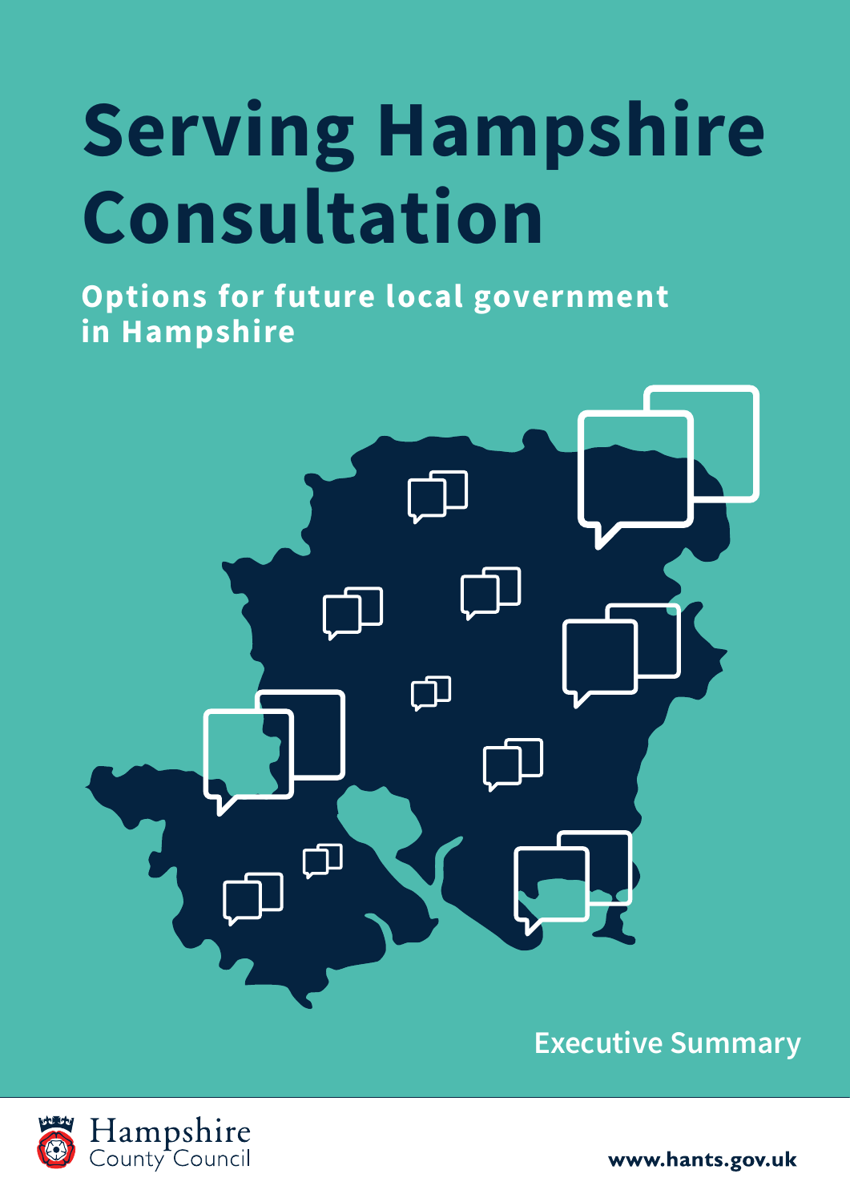# Serving Hampshire Consultation

**Options for future local government in Hampshire**

## Executive Summary

Hampshire County Council

www.hants.gov.uk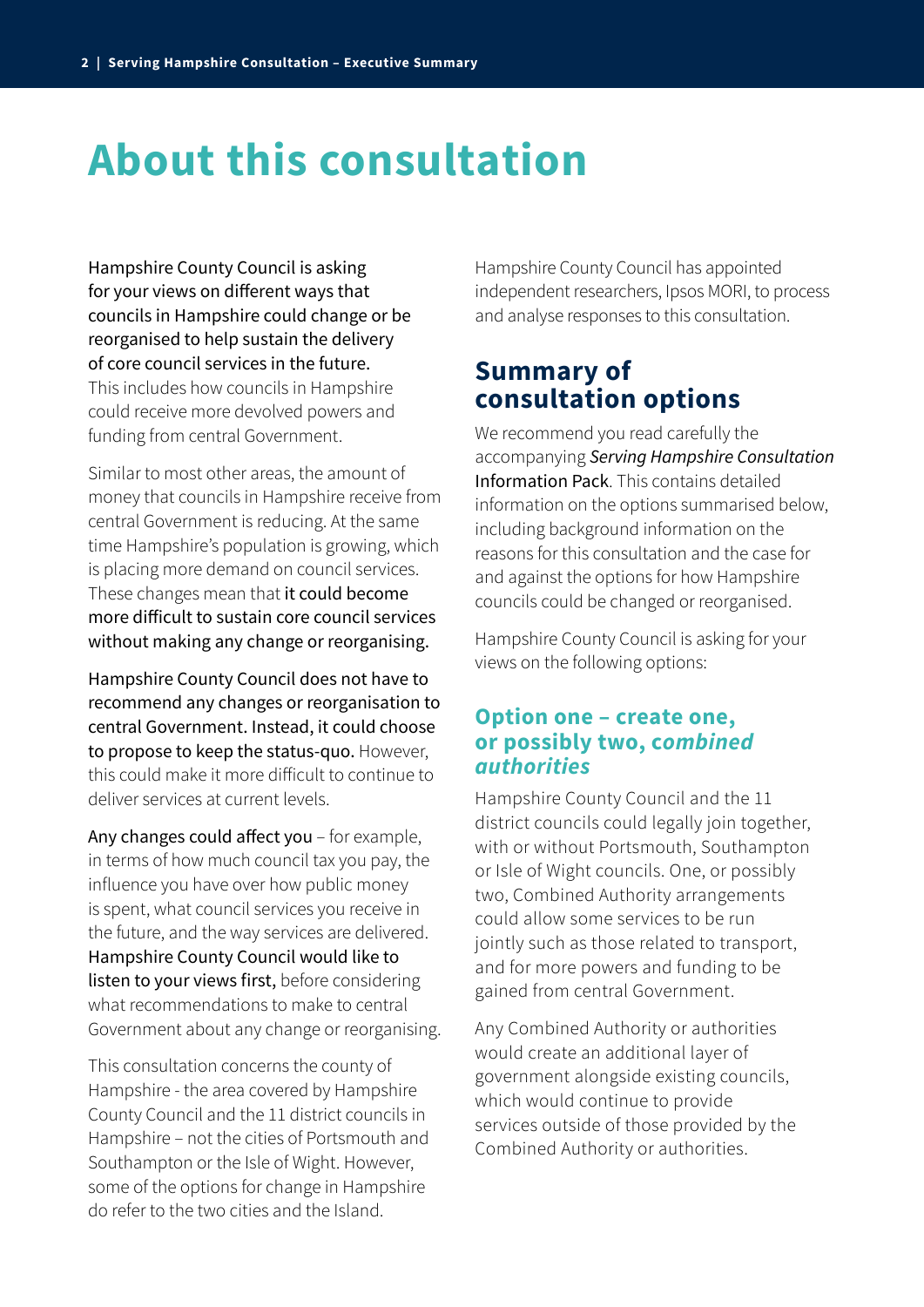# About this consultation

**Hampshire County Council is asking for your views on different ways that councils in Hampshire could change or be reorganised to help sustain the delivery of core council services in the future.** This includes how councils in Hampshire could receive more devolved powers and funding from central Government.

Similar to most other areas, the amount of money that councils in Hampshire receive from central Government is reducing. At the same time Hampshire's population is growing, which is placing more demand on council services. These changes mean that **it could become more difficult to sustain core council services without making any change or reorganising.**

**Hampshire County Council does not have to recommend any changes or reorganisation to central Government. Instead, it could choose to propose to keep the status-quo.** However, this could make it more difficult to continue to deliver services at current levels.

**Any changes could affect you** – for example, in terms of how much council tax you pay, the influence you have over how public money is spent, what council services you receive in the future, and the way services are delivered. **Hampshire County Council would like to listen to your views first,** before considering what recommendations to make to central Government about any change or reorganising.

This consultation concerns the county of Hampshire - the area covered by Hampshire County Council and the 11 district councils in Hampshire – not the cities of Portsmouth and Southampton or the Isle of Wight. However, some of the options for change in Hampshire do refer to the two cities and the Island.

Hampshire County Council has appointed independent researchers, Ipsos MORI, to process and analyse responses to this consultation.

## Summary of consultation options

We recommend you read carefully the accompanying ***Serving Hampshire Consultation* Information Pack**. This contains detailed information on the options summarised below, including background information on the reasons for this consultation and the case for and against the options for how Hampshire councils could be changed or reorganised.

Hampshire County Council is asking for your views on the following options:

### Option one – create one, or possibly two, *combined authorities*

Hampshire County Council and the 11 district councils could legally join together, with or without Portsmouth, Southampton or Isle of Wight councils. One, or possibly two, Combined Authority arrangements could allow some services to be run jointly such as those related to transport, and for more powers and funding to be gained from central Government.

Any Combined Authority or authorities would create an additional layer of government alongside existing councils, which would continue to provide services outside of those provided by the Combined Authority or authorities.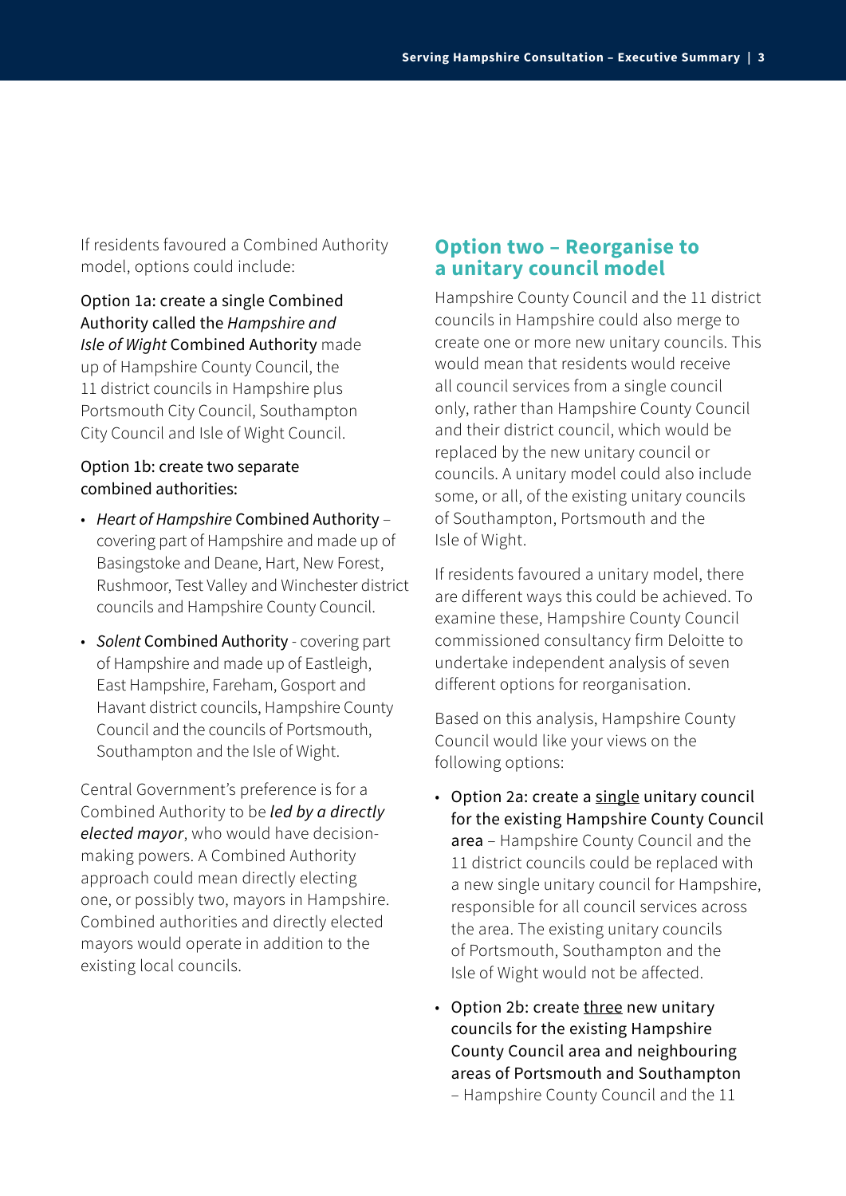If residents favoured a Combined Authority model, options could include:

Option 1a: create a single Combined Authority called the *Hampshire and Isle of Wight* Combined Authority made up of Hampshire County Council, the 11 district councils in Hampshire plus Portsmouth City Council, Southampton City Council and Isle of Wight Council.

Option 1b: create two separate combined authorities:

- *Heart of Hampshire* Combined Authority – covering part of Hampshire and made up of Basingstoke and Deane, Hart, New Forest, Rushmoor, Test Valley and Winchester district councils and Hampshire County Council.
- *Solent* Combined Authority - covering part of Hampshire and made up of Eastleigh, East Hampshire, Fareham, Gosport and Havant district councils, Hampshire County Council and the councils of Portsmouth, Southampton and the Isle of Wight.

Central Government's preference is for a Combined Authority to be ***led by a directly elected mayor***, who would have decision-making powers. A Combined Authority approach could mean directly electing one, or possibly two, mayors in Hampshire. Combined authorities and directly elected mayors would operate in addition to the existing local councils.

## Option two – Reorganise to a unitary council model

Hampshire County Council and the 11 district councils in Hampshire could also merge to create one or more new unitary councils. This would mean that residents would receive all council services from a single council only, rather than Hampshire County Council and their district council, which would be replaced by the new unitary council or councils. A unitary model could also include some, or all, of the existing unitary councils of Southampton, Portsmouth and the Isle of Wight.

If residents favoured a unitary model, there are different ways this could be achieved. To examine these, Hampshire County Council commissioned consultancy firm Deloitte to undertake independent analysis of seven different options for reorganisation.

Based on this analysis, Hampshire County Council would like your views on the following options:

- Option 2a: create a <u>single</u> unitary council for the existing Hampshire County Council area – Hampshire County Council and the 11 district councils could be replaced with a new single unitary council for Hampshire, responsible for all council services across the area. The existing unitary councils of Portsmouth, Southampton and the Isle of Wight would not be affected.
- Option 2b: create <u>three</u> new unitary councils for the existing Hampshire County Council area and neighbouring areas of Portsmouth and Southampton – Hampshire County Council and the 11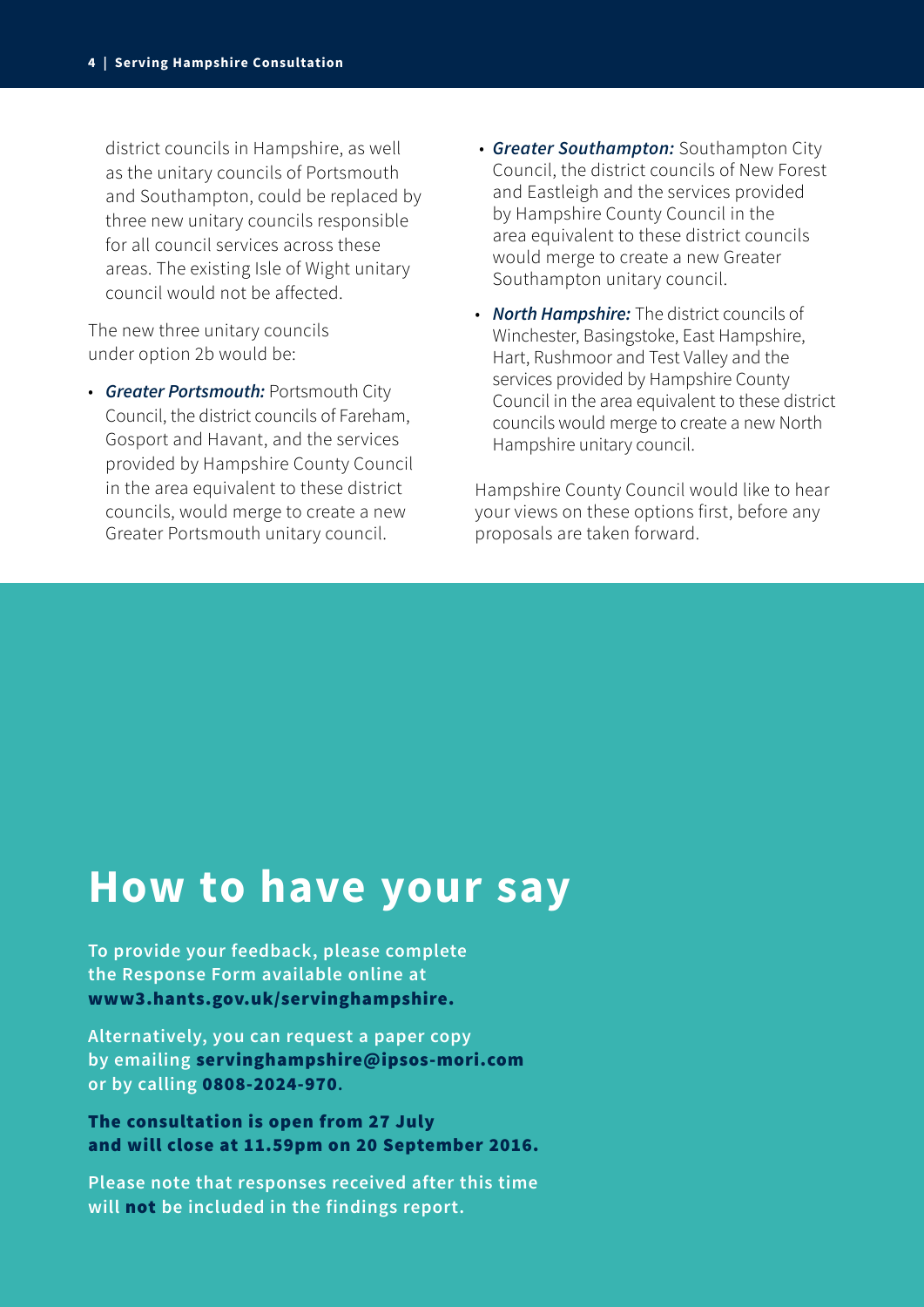district councils in Hampshire, as well as the unitary councils of Portsmouth and Southampton, could be replaced by three new unitary councils responsible for all council services across these areas. The existing Isle of Wight unitary council would not be affected.

The new three unitary councils under option 2b would be:

- ***Greater Portsmouth:*** Portsmouth City Council, the district councils of Fareham, Gosport and Havant, and the services provided by Hampshire County Council in the area equivalent to these district councils, would merge to create a new Greater Portsmouth unitary council.
- ***Greater Southampton:*** Southampton City Council, the district councils of New Forest and Eastleigh and the services provided by Hampshire County Council in the area equivalent to these district councils would merge to create a new Greater Southampton unitary council.
- ***North Hampshire:*** The district councils of Winchester, Basingstoke, East Hampshire, Hart, Rushmoor and Test Valley and the services provided by Hampshire County Council in the area equivalent to these district councils would merge to create a new North Hampshire unitary council.

Hampshire County Council would like to hear your views on these options first, before any proposals are taken forward.

# How to have your say

**To provide your feedback, please complete the Response Form available online at www3.hants.gov.uk/servinghampshire.**

**Alternatively, you can request a paper copy by emailing servinghampshire@ipsos-mori.com or by calling 0808-2024-970.**

**The consultation is open from 27 July and will close at 11.59pm on 20 September 2016.**

**Please note that responses received after this time will not be included in the findings report.**